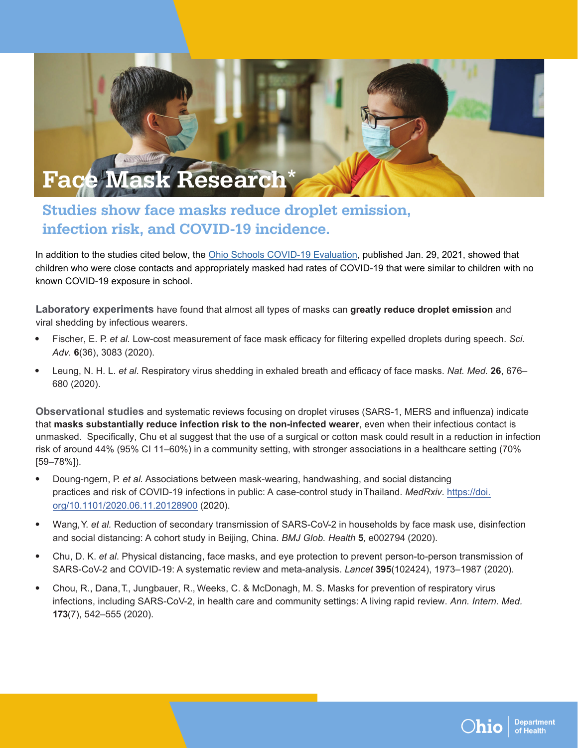# Face Mask Research*

## Studies show face masks reduce droplet emission, infection risk, and COVID-19 incidence.

In addition to the studies cited below, the Ohio Schools COVID-19 Evaluation, published Jan. 29, 2021, showed that children who were close contacts and appropriately masked had rates of COVID-19 that were similar to children with no known COVID-19 exposure in school.

**Laboratory experiments** have found that almost all types of masks can **greatly reduce droplet emission** and viral shedding by infectious wearers.

- Fischer, E. P. *et al*. Low-cost measurement of face mask efficacy for filtering expelled droplets during speech. *Sci. Adv.* **6**(36), 3083 (2020).
- Leung, N. H. L. *et al*. Respiratory virus shedding in exhaled breath and efficacy of face masks. *Nat. Med.* **26**, 676–680 (2020).

**Observational studies** and systematic reviews focusing on droplet viruses (SARS-1, MERS and influenza) indicate that **masks substantially reduce infection risk to the non-infected wearer**, even when their infectious contact is unmasked. Specifically, Chu et al suggest that the use of a surgical or cotton mask could result in a reduction in infection risk of around 44% (95% CI 11–60%) in a community setting, with stronger associations in a healthcare setting (70% [59–78%]).

- Doung-ngern, P. *et al*. Associations between mask-wearing, handwashing, and social distancing practices and risk of COVID-19 infections in public: A case-control study in Thailand. *MedRxiv*. https://doi.org/10.1101/2020.06.11.20128900 (2020).
- Wang, Y. *et al.* Reduction of secondary transmission of SARS-CoV-2 in households by face mask use, disinfection and social distancing: A cohort study in Beijing, China. *BMJ Glob. Health* **5***,* e002794 (2020).
- Chu, D. K. *et al*. Physical distancing, face masks, and eye protection to prevent person-to-person transmission of SARS-CoV-2 and COVID-19: A systematic review and meta-analysis. *Lancet* **395**(102424), 1973–1987 (2020).
- Chou, R., Dana, T., Jungbauer, R., Weeks, C. & McDonagh, M. S. Masks for prevention of respiratory virus infections, including SARS-CoV-2, in health care and community settings: A living rapid review. *Ann. Intern. Med.* **173**(7), 542–555 (2020).

Ohio Department of Health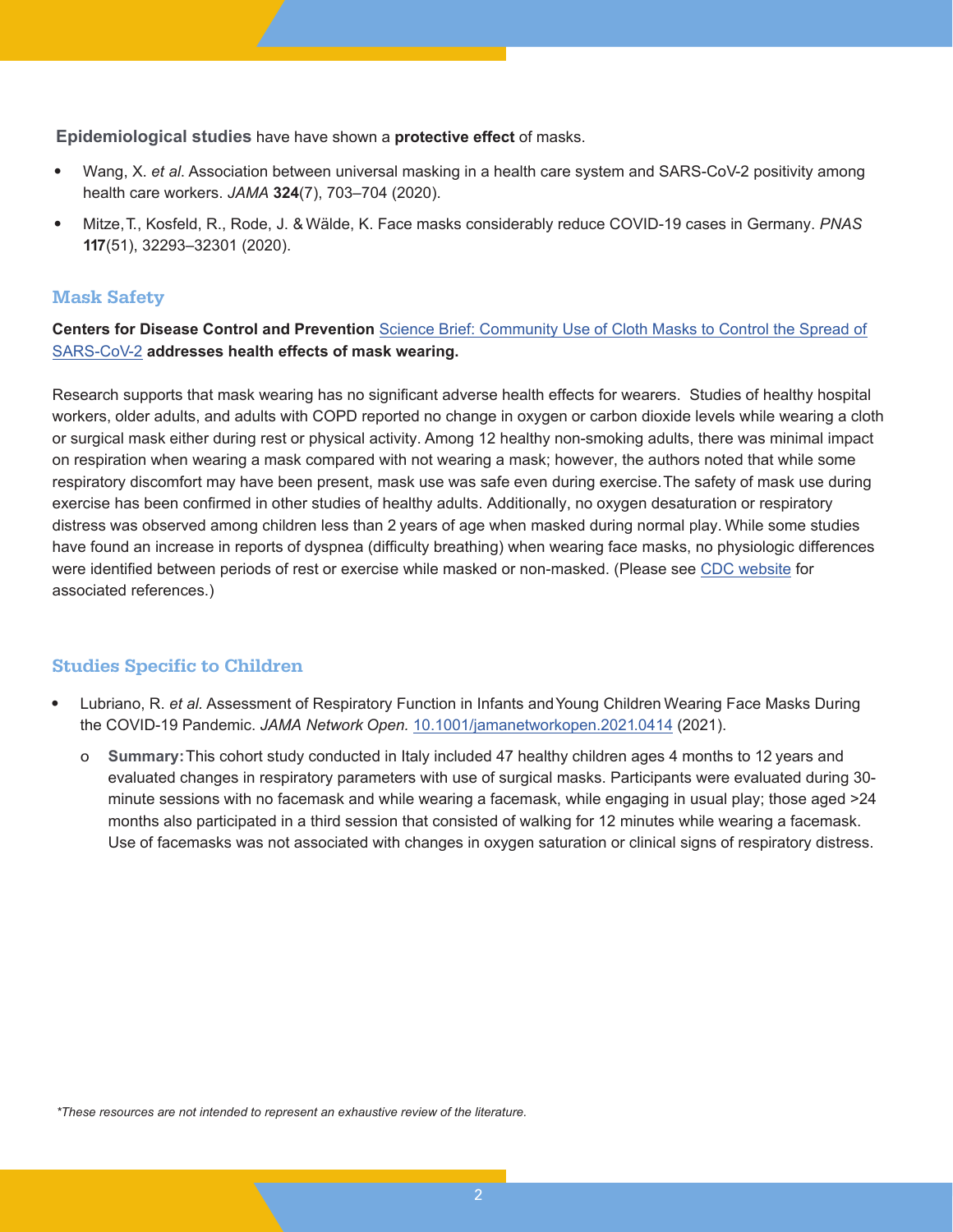**Epidemiological studies** have have shown a **protective effect** of masks.

- Wang, X. *et al*. Association between universal masking in a health care system and SARS-CoV-2 positivity among health care workers. *JAMA* **324**(7), 703–704 (2020).
- Mitze, T., Kosfeld, R., Rode, J. & Wälde, K. Face masks considerably reduce COVID-19 cases in Germany. *PNAS* **117**(51), 32293–32301 (2020).

## Mask Safety

**Centers for Disease Control and Prevention** Science Brief: Community Use of Cloth Masks to Control the Spread of SARS-CoV-2 **addresses health effects of mask wearing.**

Research supports that mask wearing has no significant adverse health effects for wearers. Studies of healthy hospital workers, older adults, and adults with COPD reported no change in oxygen or carbon dioxide levels while wearing a cloth or surgical mask either during rest or physical activity. Among 12 healthy non-smoking adults, there was minimal impact on respiration when wearing a mask compared with not wearing a mask; however, the authors noted that while some respiratory discomfort may have been present, mask use was safe even during exercise. The safety of mask use during exercise has been confirmed in other studies of healthy adults. Additionally, no oxygen desaturation or respiratory distress was observed among children less than 2 years of age when masked during normal play. While some studies have found an increase in reports of dyspnea (difficulty breathing) when wearing face masks, no physiologic differences were identified between periods of rest or exercise while masked or non-masked. (Please see CDC website for associated references.)

## Studies Specific to Children

- Lubriano, R. *et al*. Assessment of Respiratory Function in Infants and Young Children Wearing Face Masks During the COVID-19 Pandemic. *JAMA Network Open.* 10.1001/jamanetworkopen.2021.0414 (2021).
  - **Summary:** This cohort study conducted in Italy included 47 healthy children ages 4 months to 12 years and evaluated changes in respiratory parameters with use of surgical masks. Participants were evaluated during 30-minute sessions with no facemask and while wearing a facemask, while engaging in usual play; those aged >24 months also participated in a third session that consisted of walking for 12 minutes while wearing a facemask. Use of facemasks was not associated with changes in oxygen saturation or clinical signs of respiratory distress.

*\*These resources are not intended to represent an exhaustive review of the literature.*